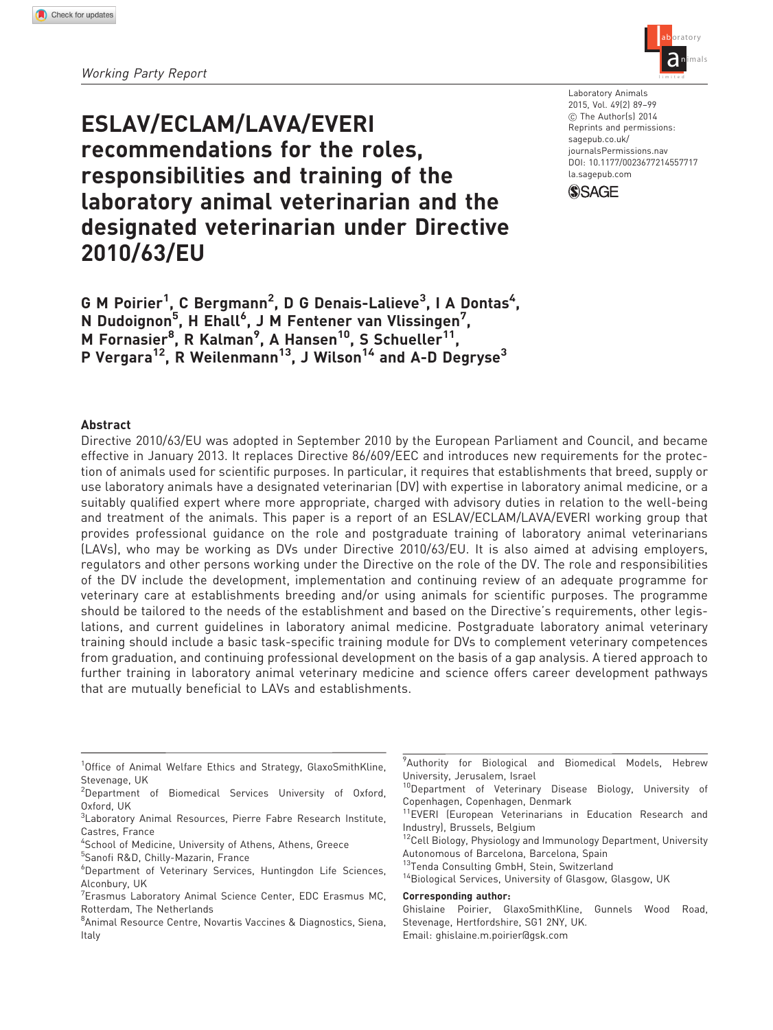*Working Party Report*

# ESLAV/ECLAM/LAVA/EVERI recommendations for the roles, responsibilities and training of the laboratory animal veterinarian and the designated veterinarian under Directive 2010/63/EU

G M Poirier[1], C Bergmann[2], D G Denais-Lalieve[3], I A Dontas[4], N Dudoignon[5], H Ehall[6], J M Fentener van Vlissingen[7], M Fornasier[8], R Kalman[9], A Hansen[10], S Schueller[11], P Vergara[12], R Weilenmann[13], J Wilson[14] and A-D Degryse[3]

Laboratory Animals
2015, Vol. 49(2) 89–99
© The Author(s) 2014
Reprints and permissions: sagepub.co.uk/journalsPermissions.nav
DOI: 10.1177/0023677214557717
la.sagepub.com

## Abstract

Directive 2010/63/EU was adopted in September 2010 by the European Parliament and Council, and became effective in January 2013. It replaces Directive 86/609/EEC and introduces new requirements for the protection of animals used for scientific purposes. In particular, it requires that establishments that breed, supply or use laboratory animals have a designated veterinarian (DV) with expertise in laboratory animal medicine, or a suitably qualified expert where more appropriate, charged with advisory duties in relation to the well-being and treatment of the animals. This paper is a report of an ESLAV/ECLAM/LAVA/EVERI working group that provides professional guidance on the role and postgraduate training of laboratory animal veterinarians (LAVs), who may be working as DVs under Directive 2010/63/EU. It is also aimed at advising employers, regulators and other persons working under the Directive on the role of the DV. The role and responsibilities of the DV include the development, implementation and continuing review of an adequate programme for veterinary care at establishments breeding and/or using animals for scientific purposes. The programme should be tailored to the needs of the establishment and based on the Directive's requirements, other legislations, and current guidelines in laboratory animal medicine. Postgraduate laboratory animal veterinary training should include a basic task-specific training module for DVs to complement veterinary competences from graduation, and continuing professional development on the basis of a gap analysis. A tiered approach to further training in laboratory animal veterinary medicine and science offers career development pathways that are mutually beneficial to LAVs and establishments.

---

[1]Office of Animal Welfare Ethics and Strategy, GlaxoSmithKline, Stevenage, UK
[2]Department of Biomedical Services University of Oxford, Oxford, UK
[3]Laboratory Animal Resources, Pierre Fabre Research Institute, Castres, France
[4]School of Medicine, University of Athens, Athens, Greece
[5]Sanofi R&D, Chilly-Mazarin, France
[6]Department of Veterinary Services, Huntingdon Life Sciences, Alconbury, UK
[7]Erasmus Laboratory Animal Science Center, EDC Erasmus MC, Rotterdam, The Netherlands
[8]Animal Resource Centre, Novartis Vaccines & Diagnostics, Siena, Italy
[9]Authority for Biological and Biomedical Models, Hebrew University, Jerusalem, Israel
[10]Department of Veterinary Disease Biology, University of Copenhagen, Copenhagen, Denmark
[11]EVERI (European Veterinarians in Education Research and Industry), Brussels, Belgium
[12]Cell Biology, Physiology and Immunology Department, University Autonomous of Barcelona, Barcelona, Spain
[13]Tenda Consulting GmbH, Stein, Switzerland
[14]Biological Services, University of Glasgow, Glasgow, UK

**Corresponding author:**
Ghislaine Poirier, GlaxoSmithKline, Gunnels Wood Road, Stevenage, Hertfordshire, SG1 2NY, UK.
Email: ghislaine.m.poirier@gsk.com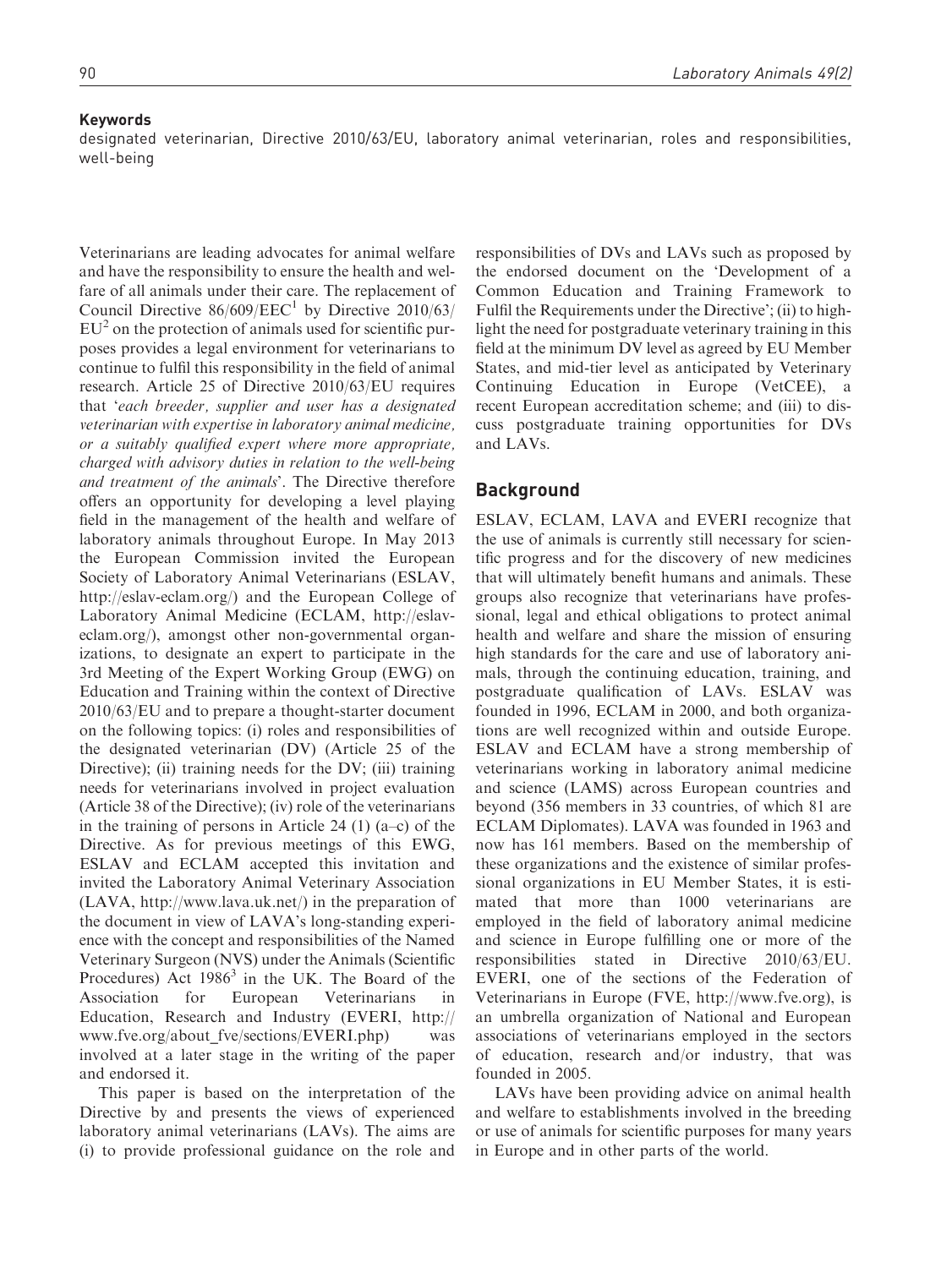**Keywords**

designated veterinarian, Directive 2010/63/EU, laboratory animal veterinarian, roles and responsibilities, well-being

Veterinarians are leading advocates for animal welfare and have the responsibility to ensure the health and welfare of all animals under their care. The replacement of Council Directive 86/609/EEC[1] by Directive 2010/63/EU[2] on the protection of animals used for scientific purposes provides a legal environment for veterinarians to continue to fulfil this responsibility in the field of animal research. Article 25 of Directive 2010/63/EU requires that '*each breeder, supplier and user has a designated veterinarian with expertise in laboratory animal medicine, or a suitably qualified expert where more appropriate, charged with advisory duties in relation to the well-being and treatment of the animals*'. The Directive therefore offers an opportunity for developing a level playing field in the management of the health and welfare of laboratory animals throughout Europe. In May 2013 the European Commission invited the European Society of Laboratory Animal Veterinarians (ESLAV, http://eslav-eclam.org/) and the European College of Laboratory Animal Medicine (ECLAM, http://eslav-eclam.org/), amongst other non-governmental organizations, to designate an expert to participate in the 3rd Meeting of the Expert Working Group (EWG) on Education and Training within the context of Directive 2010/63/EU and to prepare a thought-starter document on the following topics: (i) roles and responsibilities of the designated veterinarian (DV) (Article 25 of the Directive); (ii) training needs for the DV; (iii) training needs for veterinarians involved in project evaluation (Article 38 of the Directive); (iv) role of the veterinarians in the training of persons in Article 24 (1) (a–c) of the Directive. As for previous meetings of this EWG, ESLAV and ECLAM accepted this invitation and invited the Laboratory Animal Veterinary Association (LAVA, http://www.lava.uk.net/) in the preparation of the document in view of LAVA's long-standing experience with the concept and responsibilities of the Named Veterinary Surgeon (NVS) under the Animals (Scientific Procedures) Act 1986[3] in the UK. The Board of the Association for European Veterinarians in Education, Research and Industry (EVERI, http://www.fve.org/about_fve/sections/EVERI.php) was involved at a later stage in the writing of the paper and endorsed it.

This paper is based on the interpretation of the Directive by and presents the views of experienced laboratory animal veterinarians (LAVs). The aims are (i) to provide professional guidance on the role and responsibilities of DVs and LAVs such as proposed by the endorsed document on the 'Development of a Common Education and Training Framework to Fulfil the Requirements under the Directive'; (ii) to highlight the need for postgraduate veterinary training in this field at the minimum DV level as agreed by EU Member States, and mid-tier level as anticipated by Veterinary Continuing Education in Europe (VetCEE), a recent European accreditation scheme; and (iii) to discuss postgraduate training opportunities for DVs and LAVs.

## Background

ESLAV, ECLAM, LAVA and EVERI recognize that the use of animals is currently still necessary for scientific progress and for the discovery of new medicines that will ultimately benefit humans and animals. These groups also recognize that veterinarians have professional, legal and ethical obligations to protect animal health and welfare and share the mission of ensuring high standards for the care and use of laboratory animals, through the continuing education, training, and postgraduate qualification of LAVs. ESLAV was founded in 1996, ECLAM in 2000, and both organizations are well recognized within and outside Europe. ESLAV and ECLAM have a strong membership of veterinarians working in laboratory animal medicine and science (LAMS) across European countries and beyond (356 members in 33 countries, of which 81 are ECLAM Diplomates). LAVA was founded in 1963 and now has 161 members. Based on the membership of these organizations and the existence of similar professional organizations in EU Member States, it is estimated that more than 1000 veterinarians are employed in the field of laboratory animal medicine and science in Europe fulfilling one or more of the responsibilities stated in Directive 2010/63/EU. EVERI, one of the sections of the Federation of Veterinarians in Europe (FVE, http://www.fve.org), is an umbrella organization of National and European associations of veterinarians employed in the sectors of education, research and/or industry, that was founded in 2005.

LAVs have been providing advice on animal health and welfare to establishments involved in the breeding or use of animals for scientific purposes for many years in Europe and in other parts of the world.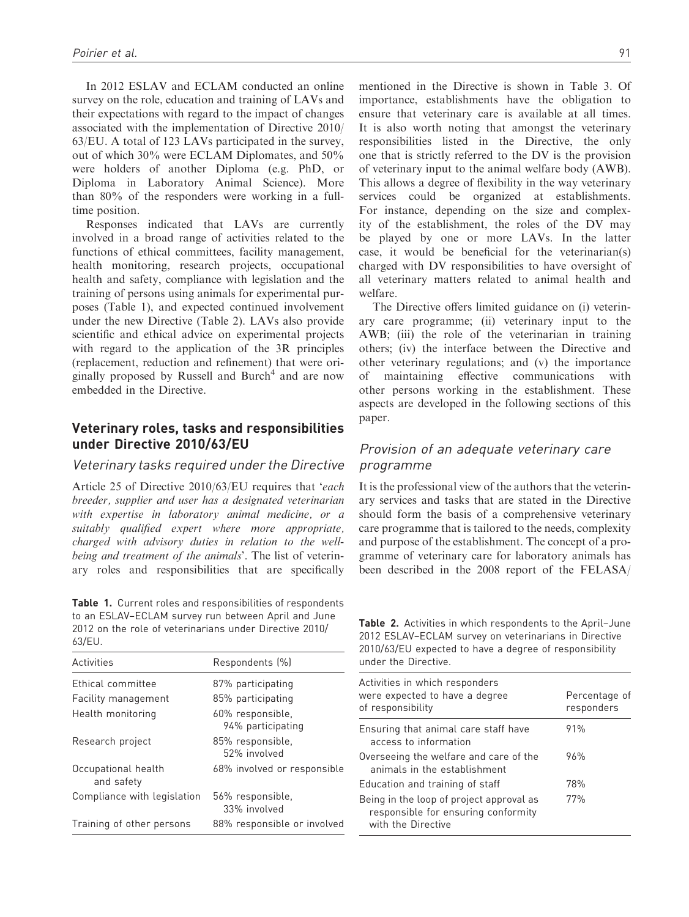In 2012 ESLAV and ECLAM conducted an online survey on the role, education and training of LAVs and their expectations with regard to the impact of changes associated with the implementation of Directive 2010/63/EU. A total of 123 LAVs participated in the survey, out of which 30% were ECLAM Diplomates, and 50% were holders of another Diploma (e.g. PhD, or Diploma in Laboratory Animal Science). More than 80% of the responders were working in a full-time position.

Responses indicated that LAVs are currently involved in a broad range of activities related to the functions of ethical committees, facility management, health monitoring, research projects, occupational health and safety, compliance with legislation and the training of persons using animals for experimental purposes (Table 1), and expected continued involvement under the new Directive (Table 2). LAVs also provide scientific and ethical advice on experimental projects with regard to the application of the 3R principles (replacement, reduction and refinement) that were originally proposed by Russell and Burch[4] and are now embedded in the Directive.

## Veterinary roles, tasks and responsibilities under Directive 2010/63/EU

### Veterinary tasks required under the Directive

Article 25 of Directive 2010/63/EU requires that '*each breeder, supplier and user has a designated veterinarian with expertise in laboratory animal medicine, or a suitably qualified expert where more appropriate, charged with advisory duties in relation to the well-being and treatment of the animals*'. The list of veterinary roles and responsibilities that are specifically mentioned in the Directive is shown in Table 3. Of importance, establishments have the obligation to ensure that veterinary care is available at all times. It is also worth noting that amongst the veterinary responsibilities listed in the Directive, the only one that is strictly referred to the DV is the provision of veterinary input to the animal welfare body (AWB). This allows a degree of flexibility in the way veterinary services could be organized at establishments. For instance, depending on the size and complexity of the establishment, the roles of the DV may be played by one or more LAVs. In the latter case, it would be beneficial for the veterinarian(s) charged with DV responsibilities to have oversight of all veterinary matters related to animal health and welfare.

The Directive offers limited guidance on (i) veterinary care programme; (ii) veterinary input to the AWB; (iii) the role of the veterinarian in training others; (iv) the interface between the Directive and other veterinary regulations; and (v) the importance of maintaining effective communications with other persons working in the establishment. These aspects are developed in the following sections of this paper.

### Provision of an adequate veterinary care programme

It is the professional view of the authors that the veterinary services and tasks that are stated in the Directive should form the basis of a comprehensive veterinary care programme that is tailored to the needs, complexity and purpose of the establishment. The concept of a programme of veterinary care for laboratory animals has been described in the 2008 report of the FELASA/

**Table 1.** Current roles and responsibilities of respondents to an ESLAV–ECLAM survey run between April and June 2012 on the role of veterinarians under Directive 2010/63/EU.

| Activities | Respondents (%) |
|---|---|
| Ethical committee | 87% participating |
| Facility management | 85% participating |
| Health monitoring | 60% responsible, 94% participating |
| Research project | 85% responsible, 52% involved |
| Occupational health and safety | 68% involved or responsible |
| Compliance with legislation | 56% responsible, 33% involved |
| Training of other persons | 88% responsible or involved |

**Table 2.** Activities in which respondents to the April–June 2012 ESLAV–ECLAM survey on veterinarians in Directive 2010/63/EU expected to have a degree of responsibility under the Directive.

| Activities in which responders were expected to have a degree of responsibility | Percentage of responders |
|---|---|
| Ensuring that animal care staff have access to information | 91% |
| Overseeing the welfare and care of the animals in the establishment | 96% |
| Education and training of staff | 78% |
| Being in the loop of project approval as responsible for ensuring conformity with the Directive | 77% |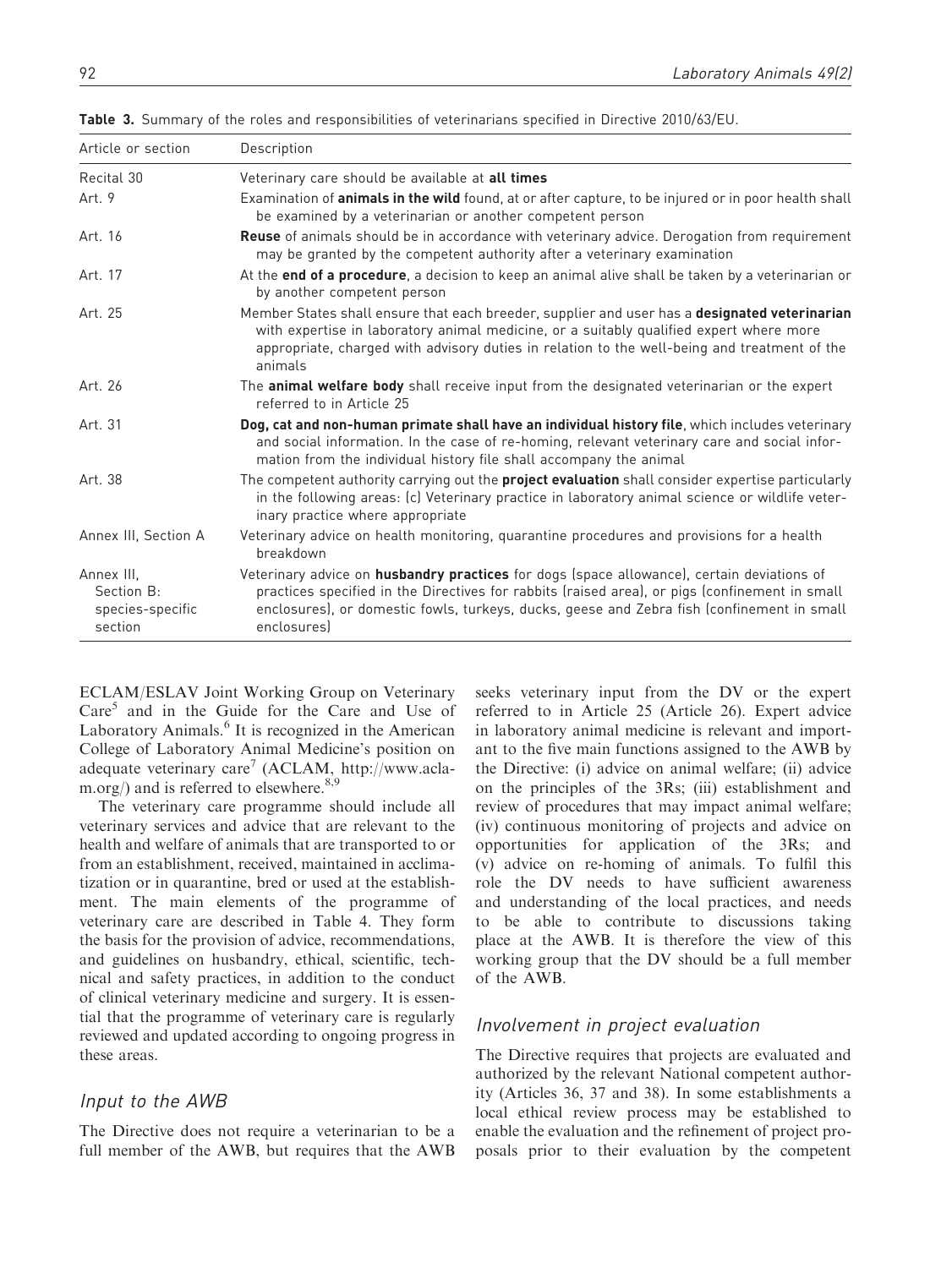**Table 3.** Summary of the roles and responsibilities of veterinarians specified in Directive 2010/63/EU.

| Article or section | Description |
|---|---|
| Recital 30 | Veterinary care should be available at **all times** |
| Art. 9 | Examination of **animals in the wild** found, at or after capture, to be injured or in poor health shall be examined by a veterinarian or another competent person |
| Art. 16 | **Reuse** of animals should be in accordance with veterinary advice. Derogation from requirement may be granted by the competent authority after a veterinary examination |
| Art. 17 | At the **end of a procedure**, a decision to keep an animal alive shall be taken by a veterinarian or by another competent person |
| Art. 25 | Member States shall ensure that each breeder, supplier and user has a **designated veterinarian** with expertise in laboratory animal medicine, or a suitably qualified expert where more appropriate, charged with advisory duties in relation to the well-being and treatment of the animals |
| Art. 26 | The **animal welfare body** shall receive input from the designated veterinarian or the expert referred to in Article 25 |
| Art. 31 | **Dog, cat and non-human primate shall have an individual history file**, which includes veterinary and social information. In the case of re-homing, relevant veterinary care and social information from the individual history file shall accompany the animal |
| Art. 38 | The competent authority carrying out the **project evaluation** shall consider expertise particularly in the following areas: (c) Veterinary practice in laboratory animal science or wildlife veterinary practice where appropriate |
| Annex III, Section A | Veterinary advice on health monitoring, quarantine procedures and provisions for a health breakdown |
| Annex III, Section B: species-specific section | Veterinary advice on **husbandry practices** for dogs (space allowance), certain deviations of practices specified in the Directives for rabbits (raised area), or pigs (confinement in small enclosures), or domestic fowls, turkeys, ducks, geese and Zebra fish (confinement in small enclosures) |

ECLAM/ESLAV Joint Working Group on Veterinary Care[5] and in the Guide for the Care and Use of Laboratory Animals.[6] It is recognized in the American College of Laboratory Animal Medicine's position on adequate veterinary care[7] (ACLAM, http://www.aclam.org/) and is referred to elsewhere.[8,9]

The veterinary care programme should include all veterinary services and advice that are relevant to the health and welfare of animals that are transported to or from an establishment, received, maintained in acclimatization or in quarantine, bred or used at the establishment. The main elements of the programme of veterinary care are described in Table 4. They form the basis for the provision of advice, recommendations, and guidelines on husbandry, ethical, scientific, technical and safety practices, in addition to the conduct of clinical veterinary medicine and surgery. It is essential that the programme of veterinary care is regularly reviewed and updated according to ongoing progress in these areas.

## *Input to the AWB*

The Directive does not require a veterinarian to be a full member of the AWB, but requires that the AWB seeks veterinary input from the DV or the expert referred to in Article 25 (Article 26). Expert advice in laboratory animal medicine is relevant and important to the five main functions assigned to the AWB by the Directive: (i) advice on animal welfare; (ii) advice on the principles of the 3Rs; (iii) establishment and review of procedures that may impact animal welfare; (iv) continuous monitoring of projects and advice on opportunities for application of the 3Rs; and (v) advice on re-homing of animals. To fulfil this role the DV needs to have sufficient awareness and understanding of the local practices, and needs to be able to contribute to discussions taking place at the AWB. It is therefore the view of this working group that the DV should be a full member of the AWB.

## *Involvement in project evaluation*

The Directive requires that projects are evaluated and authorized by the relevant National competent authority (Articles 36, 37 and 38). In some establishments a local ethical review process may be established to enable the evaluation and the refinement of project proposals prior to their evaluation by the competent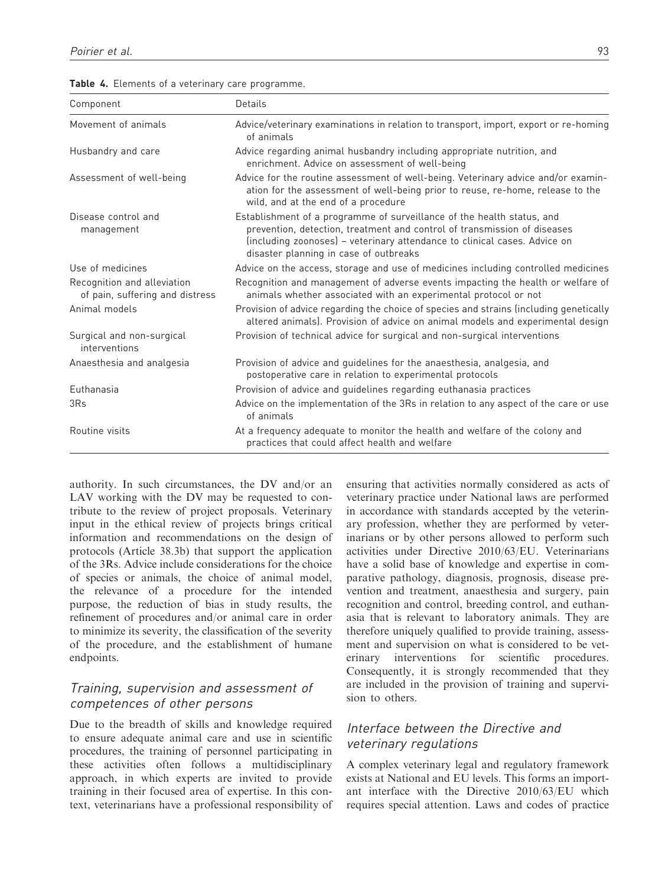**Table 4.** Elements of a veterinary care programme.

| Component | Details |
|---|---|
| Movement of animals | Advice/veterinary examinations in relation to transport, import, export or re-homing of animals |
| Husbandry and care | Advice regarding animal husbandry including appropriate nutrition, and enrichment. Advice on assessment of well-being |
| Assessment of well-being | Advice for the routine assessment of well-being. Veterinary advice and/or examination for the assessment of well-being prior to reuse, re-home, release to the wild, and at the end of a procedure |
| Disease control and management | Establishment of a programme of surveillance of the health status, and prevention, detection, treatment and control of transmission of diseases (including zoonoses) – veterinary attendance to clinical cases. Advice on disaster planning in case of outbreaks |
| Use of medicines | Advice on the access, storage and use of medicines including controlled medicines |
| Recognition and alleviation of pain, suffering and distress | Recognition and management of adverse events impacting the health or welfare of animals whether associated with an experimental protocol or not |
| Animal models | Provision of advice regarding the choice of species and strains (including genetically altered animals). Provision of advice on animal models and experimental design |
| Surgical and non-surgical interventions | Provision of technical advice for surgical and non-surgical interventions |
| Anaesthesia and analgesia | Provision of advice and guidelines for the anaesthesia, analgesia, and postoperative care in relation to experimental protocols |
| Euthanasia | Provision of advice and guidelines regarding euthanasia practices |
| 3Rs | Advice on the implementation of the 3Rs in relation to any aspect of the care or use of animals |
| Routine visits | At a frequency adequate to monitor the health and welfare of the colony and practices that could affect health and welfare |

authority. In such circumstances, the DV and/or an LAV working with the DV may be requested to contribute to the review of project proposals. Veterinary input in the ethical review of projects brings critical information and recommendations on the design of protocols (Article 38.3b) that support the application of the 3Rs. Advice include considerations for the choice of species or animals, the choice of animal model, the relevance of a procedure for the intended purpose, the reduction of bias in study results, the refinement of procedures and/or animal care in order to minimize its severity, the classification of the severity of the procedure, and the establishment of humane endpoints.

## *Training, supervision and assessment of competences of other persons*

Due to the breadth of skills and knowledge required to ensure adequate animal care and use in scientific procedures, the training of personnel participating in these activities often follows a multidisciplinary approach, in which experts are invited to provide training in their focused area of expertise. In this context, veterinarians have a professional responsibility of ensuring that activities normally considered as acts of veterinary practice under National laws are performed in accordance with standards accepted by the veterinary profession, whether they are performed by veterinarians or by other persons allowed to perform such activities under Directive 2010/63/EU. Veterinarians have a solid base of knowledge and expertise in comparative pathology, diagnosis, prognosis, disease prevention and treatment, anaesthesia and surgery, pain recognition and control, breeding control, and euthanasia that is relevant to laboratory animals. They are therefore uniquely qualified to provide training, assessment and supervision on what is considered to be veterinary interventions for scientific procedures. Consequently, it is strongly recommended that they are included in the provision of training and supervision to others.

## *Interface between the Directive and veterinary regulations*

A complex veterinary legal and regulatory framework exists at National and EU levels. This forms an important interface with the Directive 2010/63/EU which requires special attention. Laws and codes of practice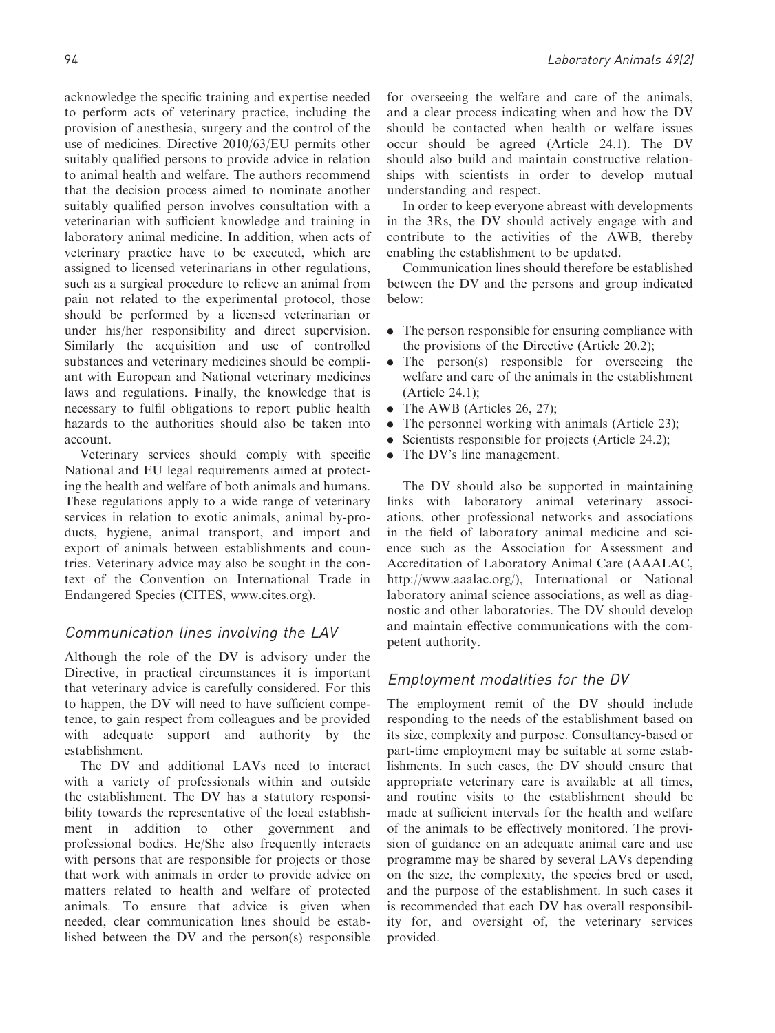acknowledge the specific training and expertise needed to perform acts of veterinary practice, including the provision of anesthesia, surgery and the control of the use of medicines. Directive 2010/63/EU permits other suitably qualified persons to provide advice in relation to animal health and welfare. The authors recommend that the decision process aimed to nominate another suitably qualified person involves consultation with a veterinarian with sufficient knowledge and training in laboratory animal medicine. In addition, when acts of veterinary practice have to be executed, which are assigned to licensed veterinarians in other regulations, such as a surgical procedure to relieve an animal from pain not related to the experimental protocol, those should be performed by a licensed veterinarian or under his/her responsibility and direct supervision. Similarly the acquisition and use of controlled substances and veterinary medicines should be compliant with European and National veterinary medicines laws and regulations. Finally, the knowledge that is necessary to fulfil obligations to report public health hazards to the authorities should also be taken into account.

Veterinary services should comply with specific National and EU legal requirements aimed at protecting the health and welfare of both animals and humans. These regulations apply to a wide range of veterinary services in relation to exotic animals, animal by-products, hygiene, animal transport, and import and export of animals between establishments and countries. Veterinary advice may also be sought in the context of the Convention on International Trade in Endangered Species (CITES, www.cites.org).

### *Communication lines involving the LAV*

Although the role of the DV is advisory under the Directive, in practical circumstances it is important that veterinary advice is carefully considered. For this to happen, the DV will need to have sufficient competence, to gain respect from colleagues and be provided with adequate support and authority by the establishment.

The DV and additional LAVs need to interact with a variety of professionals within and outside the establishment. The DV has a statutory responsibility towards the representative of the local establishment in addition to other government and professional bodies. He/She also frequently interacts with persons that are responsible for projects or those that work with animals in order to provide advice on matters related to health and welfare of protected animals. To ensure that advice is given when needed, clear communication lines should be established between the DV and the person(s) responsible for overseeing the welfare and care of the animals, and a clear process indicating when and how the DV should be contacted when health or welfare issues occur should be agreed (Article 24.1). The DV should also build and maintain constructive relationships with scientists in order to develop mutual understanding and respect.

In order to keep everyone abreast with developments in the 3Rs, the DV should actively engage with and contribute to the activities of the AWB, thereby enabling the establishment to be updated.

Communication lines should therefore be established between the DV and the persons and group indicated below:

- The person responsible for ensuring compliance with the provisions of the Directive (Article 20.2);
- The person(s) responsible for overseeing the welfare and care of the animals in the establishment (Article 24.1);
- The AWB (Articles 26, 27);
- The personnel working with animals (Article 23);
- Scientists responsible for projects (Article 24.2);
- The DV's line management.

The DV should also be supported in maintaining links with laboratory animal veterinary associations, other professional networks and associations in the field of laboratory animal medicine and science such as the Association for Assessment and Accreditation of Laboratory Animal Care (AAALAC, http://www.aaalac.org/), International or National laboratory animal science associations, as well as diagnostic and other laboratories. The DV should develop and maintain effective communications with the competent authority.

### *Employment modalities for the DV*

The employment remit of the DV should include responding to the needs of the establishment based on its size, complexity and purpose. Consultancy-based or part-time employment may be suitable at some establishments. In such cases, the DV should ensure that appropriate veterinary care is available at all times, and routine visits to the establishment should be made at sufficient intervals for the health and welfare of the animals to be effectively monitored. The provision of guidance on an adequate animal care and use programme may be shared by several LAVs depending on the size, the complexity, the species bred or used, and the purpose of the establishment. In such cases it is recommended that each DV has overall responsibility for, and oversight of, the veterinary services provided.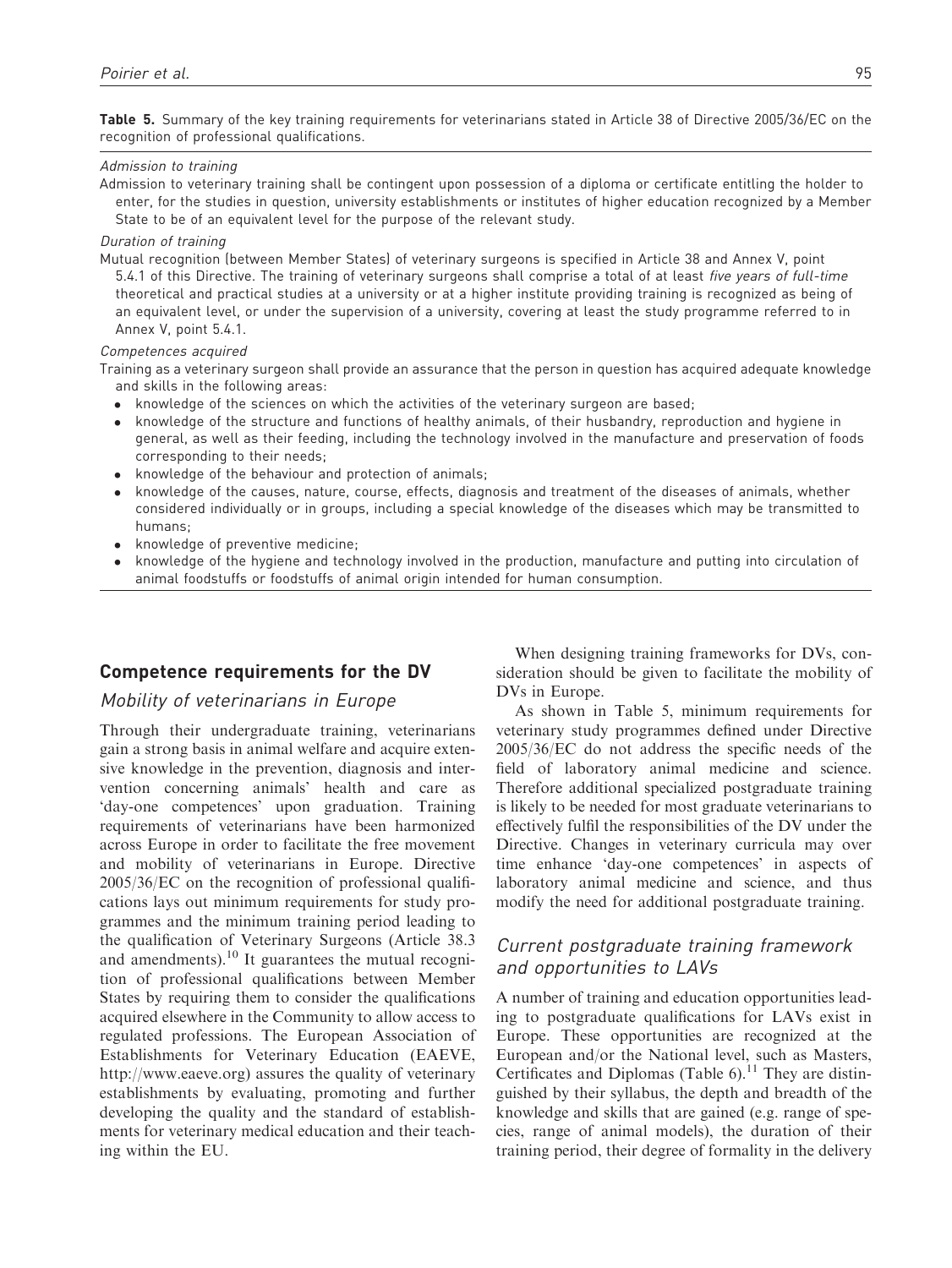**Table 5.** Summary of the key training requirements for veterinarians stated in Article 38 of Directive 2005/36/EC on the recognition of professional qualifications.

*Admission to training*

Admission to veterinary training shall be contingent upon possession of a diploma or certificate entitling the holder to enter, for the studies in question, university establishments or institutes of higher education recognized by a Member State to be of an equivalent level for the purpose of the relevant study.

*Duration of training*

Mutual recognition (between Member States) of veterinary surgeons is specified in Article 38 and Annex V, point 5.4.1 of this Directive. The training of veterinary surgeons shall comprise a total of at least *five years of full-time* theoretical and practical studies at a university or at a higher institute providing training is recognized as being of an equivalent level, or under the supervision of a university, covering at least the study programme referred to in Annex V, point 5.4.1.

*Competences acquired*

Training as a veterinary surgeon shall provide an assurance that the person in question has acquired adequate knowledge and skills in the following areas:

- knowledge of the sciences on which the activities of the veterinary surgeon are based;
- knowledge of the structure and functions of healthy animals, of their husbandry, reproduction and hygiene in general, as well as their feeding, including the technology involved in the manufacture and preservation of foods corresponding to their needs;
- knowledge of the behaviour and protection of animals;
- knowledge of the causes, nature, course, effects, diagnosis and treatment of the diseases of animals, whether considered individually or in groups, including a special knowledge of the diseases which may be transmitted to humans;
- knowledge of preventive medicine;
- knowledge of the hygiene and technology involved in the production, manufacture and putting into circulation of animal foodstuffs or foodstuffs of animal origin intended for human consumption.

## Competence requirements for the DV

### *Mobility of veterinarians in Europe*

Through their undergraduate training, veterinarians gain a strong basis in animal welfare and acquire extensive knowledge in the prevention, diagnosis and intervention concerning animals' health and care as 'day-one competences' upon graduation. Training requirements of veterinarians have been harmonized across Europe in order to facilitate the free movement and mobility of veterinarians in Europe. Directive 2005/36/EC on the recognition of professional qualifications lays out minimum requirements for study programmes and the minimum training period leading to the qualification of Veterinary Surgeons (Article 38.3 and amendments).[10] It guarantees the mutual recognition of professional qualifications between Member States by requiring them to consider the qualifications acquired elsewhere in the Community to allow access to regulated professions. The European Association of Establishments for Veterinary Education (EAEVE, http://www.eaeve.org) assures the quality of veterinary establishments by evaluating, promoting and further developing the quality and the standard of establishments for veterinary medical education and their teaching within the EU.

When designing training frameworks for DVs, consideration should be given to facilitate the mobility of DVs in Europe.

As shown in Table 5, minimum requirements for veterinary study programmes defined under Directive 2005/36/EC do not address the specific needs of the field of laboratory animal medicine and science. Therefore additional specialized postgraduate training is likely to be needed for most graduate veterinarians to effectively fulfil the responsibilities of the DV under the Directive. Changes in veterinary curricula may over time enhance 'day-one competences' in aspects of laboratory animal medicine and science, and thus modify the need for additional postgraduate training.

### *Current postgraduate training framework and opportunities to LAVs*

A number of training and education opportunities leading to postgraduate qualifications for LAVs exist in Europe. These opportunities are recognized at the European and/or the National level, such as Masters, Certificates and Diplomas (Table 6).[11] They are distinguished by their syllabus, the depth and breadth of the knowledge and skills that are gained (e.g. range of species, range of animal models), the duration of their training period, their degree of formality in the delivery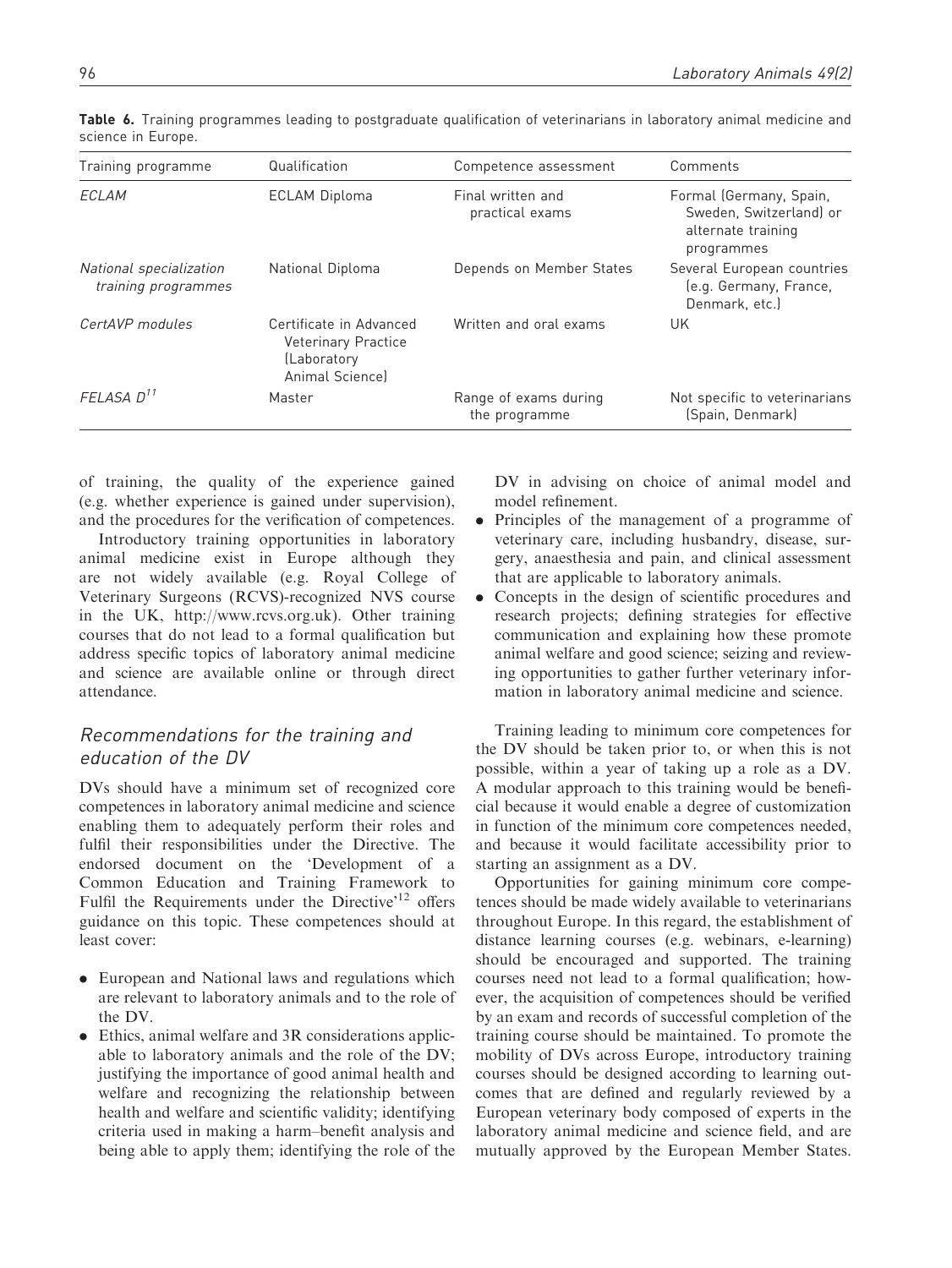**Table 6.** Training programmes leading to postgraduate qualification of veterinarians in laboratory animal medicine and science in Europe.

| Training programme | Qualification | Competence assessment | Comments |
| --- | --- | --- | --- |
| *ECLAM* | ECLAM Diploma | Final written and practical exams | Formal (Germany, Spain, Sweden, Switzerland) or alternate training programmes |
| *National specialization training programmes* | National Diploma | Depends on Member States | Several European countries (e.g. Germany, France, Denmark, etc.) |
| *CertAVP modules* | Certificate in Advanced Veterinary Practice (Laboratory Animal Science) | Written and oral exams | UK |
| *FELASA D*[11] | Master | Range of exams during the programme | Not specific to veterinarians (Spain, Denmark) |

of training, the quality of the experience gained (e.g. whether experience is gained under supervision), and the procedures for the verification of competences.

Introductory training opportunities in laboratory animal medicine exist in Europe although they are not widely available (e.g. Royal College of Veterinary Surgeons (RCVS)-recognized NVS course in the UK, http://www.rcvs.org.uk). Other training courses that do not lead to a formal qualification but address specific topics of laboratory animal medicine and science are available online or through direct attendance.

## Recommendations for the training and education of the DV

DVs should have a minimum set of recognized core competences in laboratory animal medicine and science enabling them to adequately perform their roles and fulfil their responsibilities under the Directive. The endorsed document on the 'Development of a Common Education and Training Framework to Fulfil the Requirements under the Directive'[12] offers guidance on this topic. These competences should at least cover:

- European and National laws and regulations which are relevant to laboratory animals and to the role of the DV.
- Ethics, animal welfare and 3R considerations applicable to laboratory animals and the role of the DV; justifying the importance of good animal health and welfare and recognizing the relationship between health and welfare and scientific validity; identifying criteria used in making a harm–benefit analysis and being able to apply them; identifying the role of the DV in advising on choice of animal model and model refinement.
- Principles of the management of a programme of veterinary care, including husbandry, disease, surgery, anaesthesia and pain, and clinical assessment that are applicable to laboratory animals.
- Concepts in the design of scientific procedures and research projects; defining strategies for effective communication and explaining how these promote animal welfare and good science; seizing and reviewing opportunities to gather further veterinary information in laboratory animal medicine and science.

Training leading to minimum core competences for the DV should be taken prior to, or when this is not possible, within a year of taking up a role as a DV. A modular approach to this training would be beneficial because it would enable a degree of customization in function of the minimum core competences needed, and because it would facilitate accessibility prior to starting an assignment as a DV.

Opportunities for gaining minimum core competences should be made widely available to veterinarians throughout Europe. In this regard, the establishment of distance learning courses (e.g. webinars, e-learning) should be encouraged and supported. The training courses need not lead to a formal qualification; however, the acquisition of competences should be verified by an exam and records of successful completion of the training course should be maintained. To promote the mobility of DVs across Europe, introductory training courses should be designed according to learning outcomes that are defined and regularly reviewed by a European veterinary body composed of experts in the laboratory animal medicine and science field, and are mutually approved by the European Member States.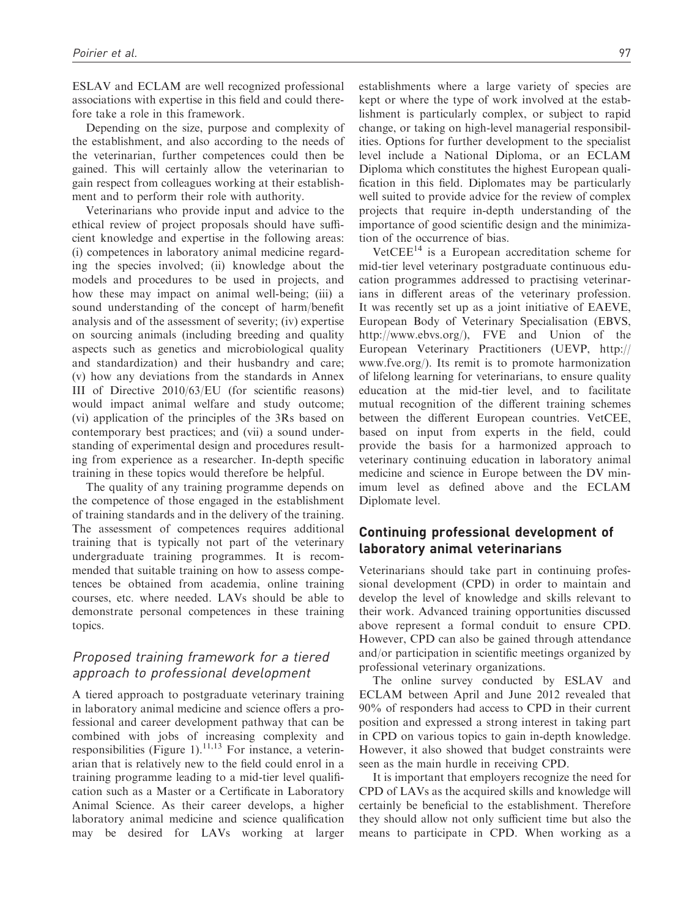ESLAV and ECLAM are well recognized professional associations with expertise in this field and could therefore take a role in this framework.

Depending on the size, purpose and complexity of the establishment, and also according to the needs of the veterinarian, further competences could then be gained. This will certainly allow the veterinarian to gain respect from colleagues working at their establishment and to perform their role with authority.

Veterinarians who provide input and advice to the ethical review of project proposals should have sufficient knowledge and expertise in the following areas: (i) competences in laboratory animal medicine regarding the species involved; (ii) knowledge about the models and procedures to be used in projects, and how these may impact on animal well-being; (iii) a sound understanding of the concept of harm/benefit analysis and of the assessment of severity; (iv) expertise on sourcing animals (including breeding and quality aspects such as genetics and microbiological quality and standardization) and their husbandry and care; (v) how any deviations from the standards in Annex III of Directive 2010/63/EU (for scientific reasons) would impact animal welfare and study outcome; (vi) application of the principles of the 3Rs based on contemporary best practices; and (vii) a sound understanding of experimental design and procedures resulting from experience as a researcher. In-depth specific training in these topics would therefore be helpful.

The quality of any training programme depends on the competence of those engaged in the establishment of training standards and in the delivery of the training. The assessment of competences requires additional training that is typically not part of the veterinary undergraduate training programmes. It is recommended that suitable training on how to assess competences be obtained from academia, online training courses, etc. where needed. LAVs should be able to demonstrate personal competences in these training topics.

### *Proposed training framework for a tiered approach to professional development*

A tiered approach to postgraduate veterinary training in laboratory animal medicine and science offers a professional and career development pathway that can be combined with jobs of increasing complexity and responsibilities (Figure 1).[11,13] For instance, a veterinarian that is relatively new to the field could enrol in a training programme leading to a mid-tier level qualification such as a Master or a Certificate in Laboratory Animal Science. As their career develops, a higher laboratory animal medicine and science qualification may be desired for LAVs working at larger establishments where a large variety of species are kept or where the type of work involved at the establishment is particularly complex, or subject to rapid change, or taking on high-level managerial responsibilities. Options for further development to the specialist level include a National Diploma, or an ECLAM Diploma which constitutes the highest European qualification in this field. Diplomates may be particularly well suited to provide advice for the review of complex projects that require in-depth understanding of the importance of good scientific design and the minimization of the occurrence of bias.

VetCEE[14] is a European accreditation scheme for mid-tier level veterinary postgraduate continuous education programmes addressed to practising veterinarians in different areas of the veterinary profession. It was recently set up as a joint initiative of EAEVE, European Body of Veterinary Specialisation (EBVS, http://www.ebvs.org/), FVE and Union of the European Veterinary Practitioners (UEVP, http://www.fve.org/). Its remit is to promote harmonization of lifelong learning for veterinarians, to ensure quality education at the mid-tier level, and to facilitate mutual recognition of the different training schemes between the different European countries. VetCEE, based on input from experts in the field, could provide the basis for a harmonized approach to veterinary continuing education in laboratory animal medicine and science in Europe between the DV minimum level as defined above and the ECLAM Diplomate level.

## Continuing professional development of laboratory animal veterinarians

Veterinarians should take part in continuing professional development (CPD) in order to maintain and develop the level of knowledge and skills relevant to their work. Advanced training opportunities discussed above represent a formal conduit to ensure CPD. However, CPD can also be gained through attendance and/or participation in scientific meetings organized by professional veterinary organizations.

The online survey conducted by ESLAV and ECLAM between April and June 2012 revealed that 90% of responders had access to CPD in their current position and expressed a strong interest in taking part in CPD on various topics to gain in-depth knowledge. However, it also showed that budget constraints were seen as the main hurdle in receiving CPD.

It is important that employers recognize the need for CPD of LAVs as the acquired skills and knowledge will certainly be beneficial to the establishment. Therefore they should allow not only sufficient time but also the means to participate in CPD. When working as a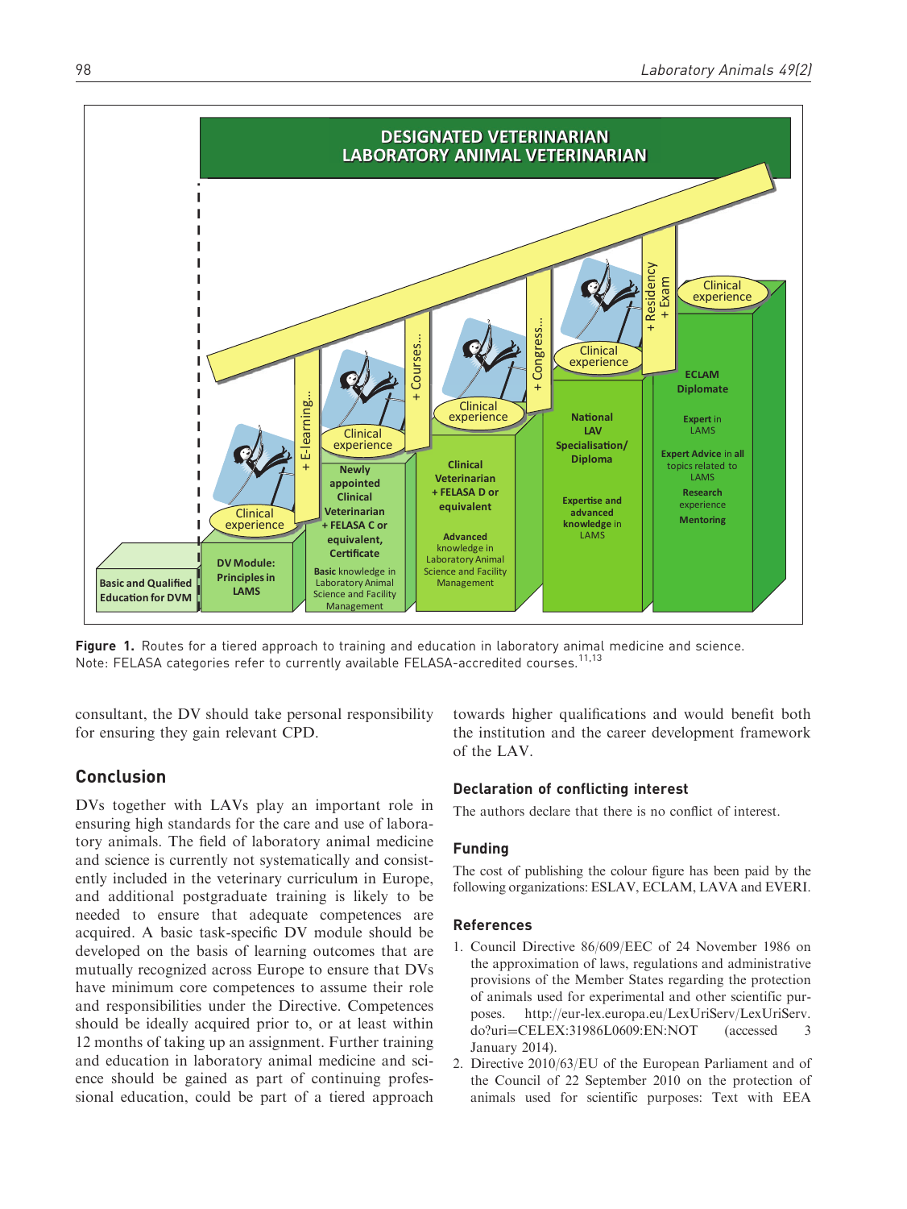**Figure 1.** Routes for a tiered approach to training and education in laboratory animal medicine and science. Note: FELASA categories refer to currently available FELASA-accredited courses.[11,13]

consultant, the DV should take personal responsibility for ensuring they gain relevant CPD.

## Conclusion

DVs together with LAVs play an important role in ensuring high standards for the care and use of laboratory animals. The field of laboratory animal medicine and science is currently not systematically and consistently included in the veterinary curriculum in Europe, and additional postgraduate training is likely to be needed to ensure that adequate competences are acquired. A basic task-specific DV module should be developed on the basis of learning outcomes that are mutually recognized across Europe to ensure that DVs have minimum core competences to assume their role and responsibilities under the Directive. Competences should be ideally acquired prior to, or at least within 12 months of taking up an assignment. Further training and education in laboratory animal medicine and science should be gained as part of continuing professional education, could be part of a tiered approach towards higher qualifications and would benefit both the institution and the career development framework of the LAV.

### Declaration of conflicting interest

The authors declare that there is no conflict of interest.

### Funding

The cost of publishing the colour figure has been paid by the following organizations: ESLAV, ECLAM, LAVA and EVERI.

### References

1. Council Directive 86/609/EEC of 24 November 1986 on the approximation of laws, regulations and administrative provisions of the Member States regarding the protection of animals used for experimental and other scientific purposes. http://eur-lex.europa.eu/LexUriServ/LexUriServ.do?uri=CELEX:31986L0609:EN:NOT (accessed 3 January 2014).
2. Directive 2010/63/EU of the European Parliament and of the Council of 22 September 2010 on the protection of animals used for scientific purposes: Text with EEA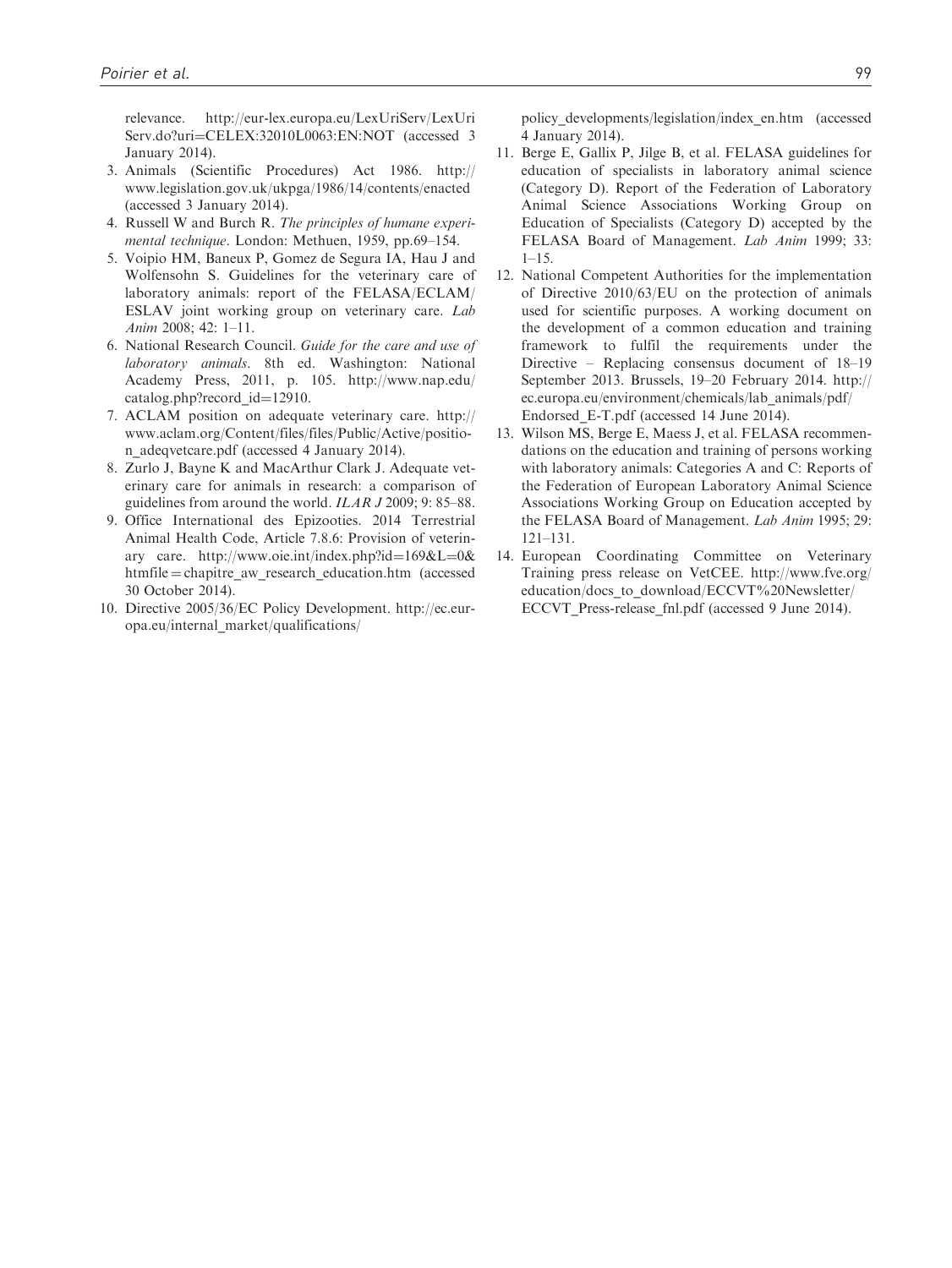relevance. http://eur-lex.europa.eu/LexUriServ/LexUriServ.do?uri=CELEX:32010L0063:EN:NOT (accessed 3 January 2014).

3. Animals (Scientific Procedures) Act 1986. http://www.legislation.gov.uk/ukpga/1986/14/contents/enacted (accessed 3 January 2014).
4. Russell W and Burch R. *The principles of humane experimental technique*. London: Methuen, 1959, pp.69–154.
5. Voipio HM, Baneux P, Gomez de Segura IA, Hau J and Wolfensohn S. Guidelines for the veterinary care of laboratory animals: report of the FELASA/ECLAM/ESLAV joint working group on veterinary care. *Lab Anim* 2008; 42: 1–11.
6. National Research Council. *Guide for the care and use of laboratory animals*. 8th ed. Washington: National Academy Press, 2011, p. 105. http://www.nap.edu/catalog.php?record_id=12910.
7. ACLAM position on adequate veterinary care. http://www.aclam.org/Content/files/files/Public/Active/position_adeqvetcare.pdf (accessed 4 January 2014).
8. Zurlo J, Bayne K and MacArthur Clark J. Adequate veterinary care for animals in research: a comparison of guidelines from around the world. *ILAR J* 2009; 9: 85–88.
9. Office International des Epizooties. 2014 Terrestrial Animal Health Code, Article 7.8.6: Provision of veterinary care. http://www.oie.int/index.php?id=169&L=0&htmfile=chapitre_aw_research_education.htm (accessed 30 October 2014).
10. Directive 2005/36/EC Policy Development. http://ec.europa.eu/internal_market/qualifications/policy_developments/legislation/index_en.htm (accessed 4 January 2014).
11. Berge E, Gallix P, Jilge B, et al. FELASA guidelines for education of specialists in laboratory animal science (Category D). Report of the Federation of Laboratory Animal Science Associations Working Group on Education of Specialists (Category D) accepted by the FELASA Board of Management. *Lab Anim* 1999; 33: 1–15.
12. National Competent Authorities for the implementation of Directive 2010/63/EU on the protection of animals used for scientific purposes. A working document on the development of a common education and training framework to fulfil the requirements under the Directive – Replacing consensus document of 18–19 September 2013. Brussels, 19–20 February 2014. http://ec.europa.eu/environment/chemicals/lab_animals/pdf/Endorsed_E-T.pdf (accessed 14 June 2014).
13. Wilson MS, Berge E, Maess J, et al. FELASA recommendations on the education and training of persons working with laboratory animals: Categories A and C: Reports of the Federation of European Laboratory Animal Science Associations Working Group on Education accepted by the FELASA Board of Management. *Lab Anim* 1995; 29: 121–131.
14. European Coordinating Committee on Veterinary Training press release on VetCEE. http://www.fve.org/education/docs_to_download/ECCVT%20Newsletter/ECCVT_Press-release_fnl.pdf (accessed 9 June 2014).